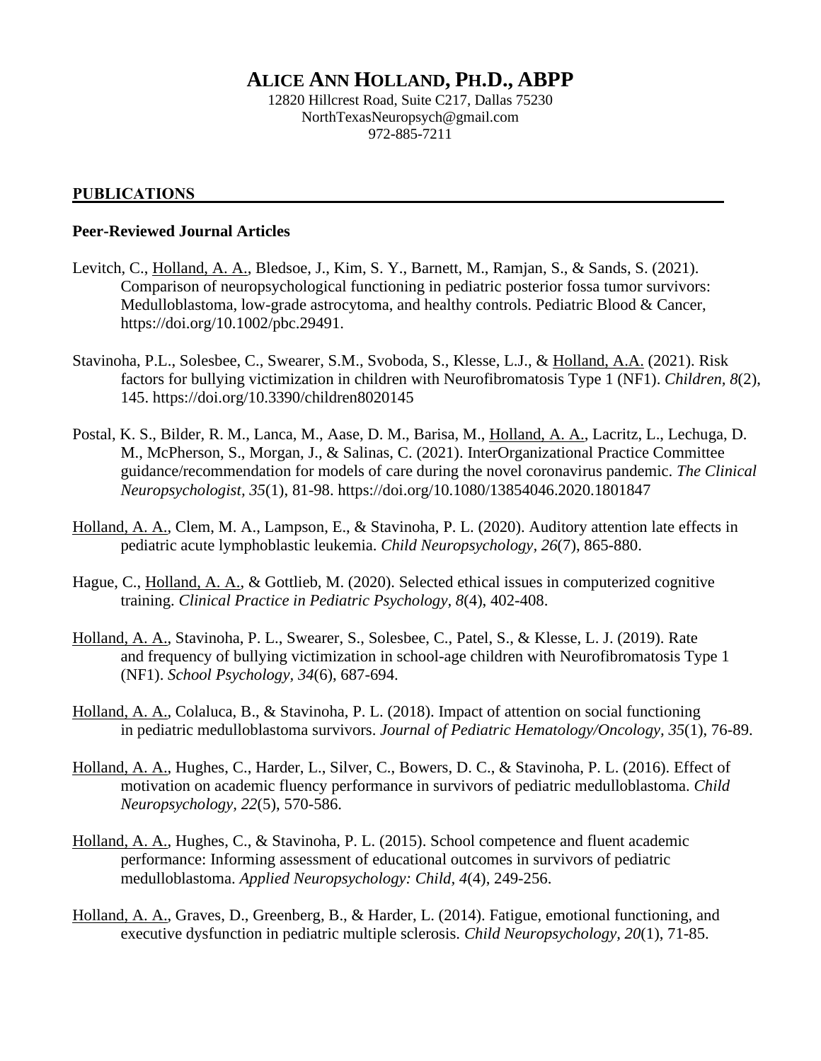# ALICE ANN HOLLAND, PH.D., ABPP

12820 Hillcrest Road, Suite C217, Dallas 75230
NorthTexasNeuropsych@gmail.com
972-885-7211

## PUBLICATIONS

### Peer-Reviewed Journal Articles

Levitch, C., Holland, A. A., Bledsoe, J., Kim, S. Y., Barnett, M., Ramjan, S., & Sands, S. (2021). Comparison of neuropsychological functioning in pediatric posterior fossa tumor survivors: Medulloblastoma, low-grade astrocytoma, and healthy controls. Pediatric Blood & Cancer, https://doi.org/10.1002/pbc.29491.

Stavinoha, P.L., Solesbee, C., Swearer, S.M., Svoboda, S., Klesse, L.J., & Holland, A.A. (2021). Risk factors for bullying victimization in children with Neurofibromatosis Type 1 (NF1). *Children, 8*(2), 145. https://doi.org/10.3390/children8020145

Postal, K. S., Bilder, R. M., Lanca, M., Aase, D. M., Barisa, M., Holland, A. A., Lacritz, L., Lechuga, D. M., McPherson, S., Morgan, J., & Salinas, C. (2021). InterOrganizational Practice Committee guidance/recommendation for models of care during the novel coronavirus pandemic. *The Clinical Neuropsychologist, 35*(1), 81-98. https://doi.org/10.1080/13854046.2020.1801847

Holland, A. A., Clem, M. A., Lampson, E., & Stavinoha, P. L. (2020). Auditory attention late effects in pediatric acute lymphoblastic leukemia. *Child Neuropsychology, 26*(7), 865-880.

Hague, C., Holland, A. A., & Gottlieb, M. (2020). Selected ethical issues in computerized cognitive training. *Clinical Practice in Pediatric Psychology, 8*(4), 402-408.

Holland, A. A., Stavinoha, P. L., Swearer, S., Solesbee, C., Patel, S., & Klesse, L. J. (2019). Rate and frequency of bullying victimization in school-age children with Neurofibromatosis Type 1 (NF1). *School Psychology, 34*(6), 687-694.

Holland, A. A., Colaluca, B., & Stavinoha, P. L. (2018). Impact of attention on social functioning in pediatric medulloblastoma survivors. *Journal of Pediatric Hematology/Oncology, 35*(1), 76-89.

Holland, A. A., Hughes, C., Harder, L., Silver, C., Bowers, D. C., & Stavinoha, P. L. (2016). Effect of motivation on academic fluency performance in survivors of pediatric medulloblastoma. *Child Neuropsychology, 22*(5), 570-586.

Holland, A. A., Hughes, C., & Stavinoha, P. L. (2015). School competence and fluent academic performance: Informing assessment of educational outcomes in survivors of pediatric medulloblastoma. *Applied Neuropsychology: Child, 4*(4), 249-256.

Holland, A. A., Graves, D., Greenberg, B., & Harder, L. (2014). Fatigue, emotional functioning, and executive dysfunction in pediatric multiple sclerosis. *Child Neuropsychology, 20*(1), 71-85.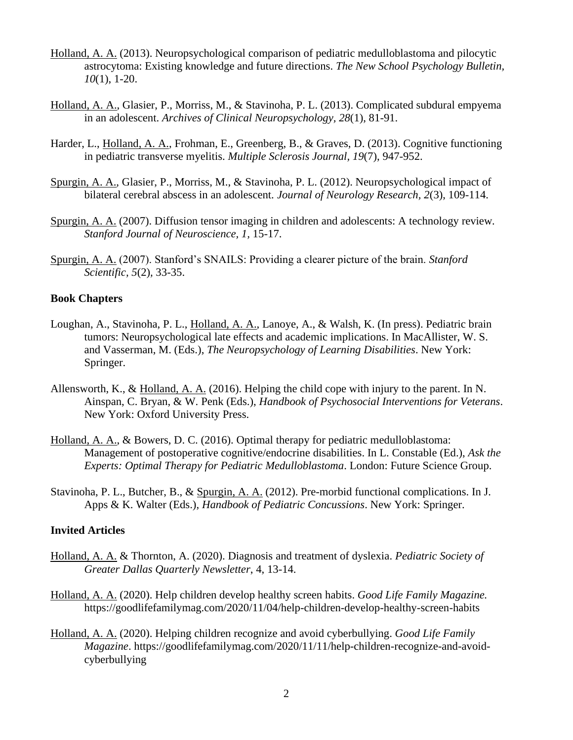<u>Holland, A. A.</u> (2013). Neuropsychological comparison of pediatric medulloblastoma and pilocytic astrocytoma: Existing knowledge and future directions. *The New School Psychology Bulletin*, *10*(1), 1-20.

<u>Holland, A. A.</u>, Glasier, P., Morriss, M., & Stavinoha, P. L. (2013). Complicated subdural empyema in an adolescent. *Archives of Clinical Neuropsychology*, *28*(1), 81-91.

Harder, L., <u>Holland, A. A.</u>, Frohman, E., Greenberg, B., & Graves, D. (2013). Cognitive functioning in pediatric transverse myelitis. *Multiple Sclerosis Journal, 19*(7), 947-952.

<u>Spurgin, A. A.</u>, Glasier, P., Morriss, M., & Stavinoha, P. L. (2012). Neuropsychological impact of bilateral cerebral abscess in an adolescent. *Journal of Neurology Research, 2*(3), 109-114.

<u>Spurgin, A. A.</u> (2007). Diffusion tensor imaging in children and adolescents: A technology review. *Stanford Journal of Neuroscience, 1*, 15-17.

<u>Spurgin, A. A.</u> (2007). Stanford's SNAILS: Providing a clearer picture of the brain. *Stanford Scientific, 5*(2), 33-35.

**Book Chapters**

Loughan, A., Stavinoha, P. L., <u>Holland, A. A.</u>, Lanoye, A., & Walsh, K. (In press). Pediatric brain tumors: Neuropsychological late effects and academic implications. In MacAllister, W. S. and Vasserman, M. (Eds.), *The Neuropsychology of Learning Disabilities*. New York: Springer.

Allensworth, K., & <u>Holland, A. A.</u> (2016). Helping the child cope with injury to the parent. In N. Ainspan, C. Bryan, & W. Penk (Eds.), *Handbook of Psychosocial Interventions for Veterans*. New York: Oxford University Press.

<u>Holland, A. A.</u>, & Bowers, D. C. (2016). Optimal therapy for pediatric medulloblastoma: Management of postoperative cognitive/endocrine disabilities. In L. Constable (Ed.), *Ask the Experts: Optimal Therapy for Pediatric Medulloblastoma*. London: Future Science Group.

Stavinoha, P. L., Butcher, B., & <u>Spurgin, A. A.</u> (2012). Pre-morbid functional complications. In J. Apps & K. Walter (Eds.), *Handbook of Pediatric Concussions*. New York: Springer.

**Invited Articles**

<u>Holland, A. A.</u> & Thornton, A. (2020). Diagnosis and treatment of dyslexia. *Pediatric Society of Greater Dallas Quarterly Newsletter*, 4, 13-14.

<u>Holland, A. A.</u> (2020). Help children develop healthy screen habits. *Good Life Family Magazine.* https://goodlifefamilymag.com/2020/11/04/help-children-develop-healthy-screen-habits

<u>Holland, A. A.</u> (2020). Helping children recognize and avoid cyberbullying. *Good Life Family Magazine*. https://goodlifefamilymag.com/2020/11/11/help-children-recognize-and-avoid-cyberbullying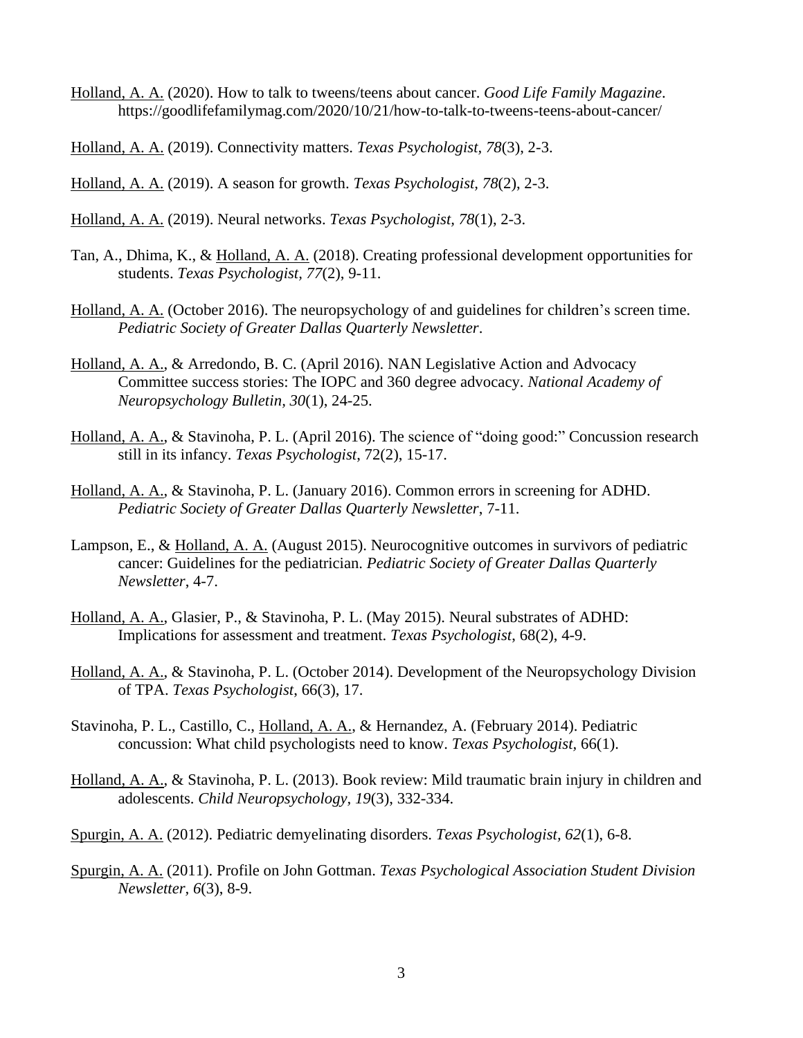Holland, A. A. (2020). How to talk to tweens/teens about cancer. *Good Life Family Magazine*. https://goodlifefamilymag.com/2020/10/21/how-to-talk-to-tweens-teens-about-cancer/

Holland, A. A. (2019). Connectivity matters. *Texas Psychologist, 78*(3), 2-3.

Holland, A. A. (2019). A season for growth. *Texas Psychologist, 78*(2), 2-3.

Holland, A. A. (2019). Neural networks. *Texas Psychologist, 78*(1), 2-3.

Tan, A., Dhima, K., & Holland, A. A. (2018). Creating professional development opportunities for students. *Texas Psychologist, 77*(2), 9-11.

Holland, A. A. (October 2016). The neuropsychology of and guidelines for children's screen time. *Pediatric Society of Greater Dallas Quarterly Newsletter*.

Holland, A. A., & Arredondo, B. C. (April 2016). NAN Legislative Action and Advocacy Committee success stories: The IOPC and 360 degree advocacy. *National Academy of Neuropsychology Bulletin, 30*(1), 24-25.

Holland, A. A., & Stavinoha, P. L. (April 2016). The science of "doing good:" Concussion research still in its infancy. *Texas Psychologist*, 72(2), 15-17.

Holland, A. A., & Stavinoha, P. L. (January 2016). Common errors in screening for ADHD. *Pediatric Society of Greater Dallas Quarterly Newsletter*, 7-11.

Lampson, E., & Holland, A. A. (August 2015). Neurocognitive outcomes in survivors of pediatric cancer: Guidelines for the pediatrician. *Pediatric Society of Greater Dallas Quarterly Newsletter*, 4-7.

Holland, A. A., Glasier, P., & Stavinoha, P. L. (May 2015). Neural substrates of ADHD: Implications for assessment and treatment. *Texas Psychologist*, 68(2), 4-9.

Holland, A. A., & Stavinoha, P. L. (October 2014). Development of the Neuropsychology Division of TPA. *Texas Psychologist*, 66(3), 17.

Stavinoha, P. L., Castillo, C., Holland, A. A., & Hernandez, A. (February 2014). Pediatric concussion: What child psychologists need to know. *Texas Psychologist,* 66(1).

Holland, A. A., & Stavinoha, P. L. (2013). Book review: Mild traumatic brain injury in children and adolescents. *Child Neuropsychology, 19*(3), 332-334.

Spurgin, A. A. (2012). Pediatric demyelinating disorders. *Texas Psychologist, 62*(1), 6-8.

Spurgin, A. A. (2011). Profile on John Gottman. *Texas Psychological Association Student Division Newsletter, 6*(3), 8-9.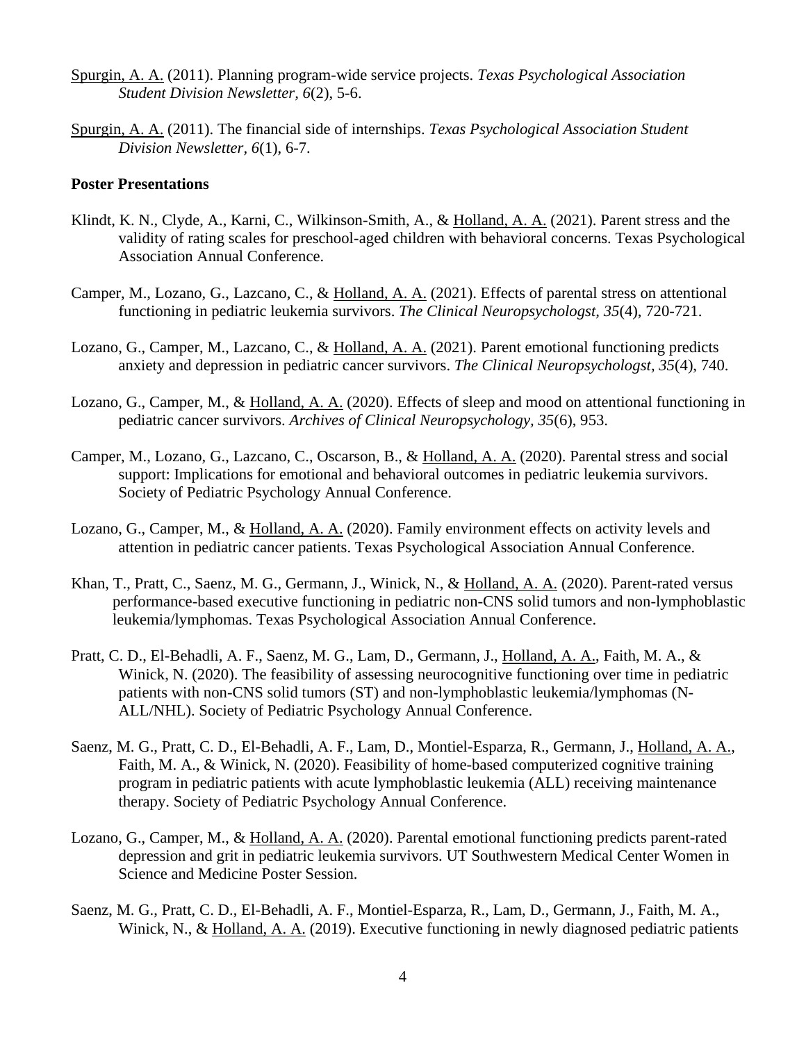Spurgin, A. A. (2011). Planning program-wide service projects. *Texas Psychological Association Student Division Newsletter, 6*(2), 5-6.

Spurgin, A. A. (2011). The financial side of internships. *Texas Psychological Association Student Division Newsletter, 6*(1), 6-7.

**Poster Presentations**

Klindt, K. N., Clyde, A., Karni, C., Wilkinson-Smith, A., & Holland, A. A. (2021). Parent stress and the validity of rating scales for preschool-aged children with behavioral concerns. Texas Psychological Association Annual Conference.

Camper, M., Lozano, G., Lazcano, C., & Holland, A. A. (2021). Effects of parental stress on attentional functioning in pediatric leukemia survivors. *The Clinical Neuropsychologst, 35*(4), 720-721.

Lozano, G., Camper, M., Lazcano, C., & Holland, A. A. (2021). Parent emotional functioning predicts anxiety and depression in pediatric cancer survivors. *The Clinical Neuropsychologst, 35*(4), 740.

Lozano, G., Camper, M., & Holland, A. A. (2020). Effects of sleep and mood on attentional functioning in pediatric cancer survivors. *Archives of Clinical Neuropsychology, 35*(6), 953.

Camper, M., Lozano, G., Lazcano, C., Oscarson, B., & Holland, A. A. (2020). Parental stress and social support: Implications for emotional and behavioral outcomes in pediatric leukemia survivors. Society of Pediatric Psychology Annual Conference.

Lozano, G., Camper, M., & Holland, A. A. (2020). Family environment effects on activity levels and attention in pediatric cancer patients. Texas Psychological Association Annual Conference.

Khan, T., Pratt, C., Saenz, M. G., Germann, J., Winick, N., & Holland, A. A. (2020). Parent-rated versus performance-based executive functioning in pediatric non-CNS solid tumors and non-lymphoblastic leukemia/lymphomas. Texas Psychological Association Annual Conference.

Pratt, C. D., El-Behadli, A. F., Saenz, M. G., Lam, D., Germann, J., Holland, A. A., Faith, M. A., & Winick, N. (2020). The feasibility of assessing neurocognitive functioning over time in pediatric patients with non-CNS solid tumors (ST) and non-lymphoblastic leukemia/lymphomas (N-ALL/NHL). Society of Pediatric Psychology Annual Conference.

Saenz, M. G., Pratt, C. D., El-Behadli, A. F., Lam, D., Montiel-Esparza, R., Germann, J., Holland, A. A., Faith, M. A., & Winick, N. (2020). Feasibility of home-based computerized cognitive training program in pediatric patients with acute lymphoblastic leukemia (ALL) receiving maintenance therapy. Society of Pediatric Psychology Annual Conference.

Lozano, G., Camper, M., & Holland, A. A. (2020). Parental emotional functioning predicts parent-rated depression and grit in pediatric leukemia survivors. UT Southwestern Medical Center Women in Science and Medicine Poster Session.

Saenz, M. G., Pratt, C. D., El-Behadli, A. F., Montiel-Esparza, R., Lam, D., Germann, J., Faith, M. A., Winick, N., & Holland, A. A. (2019). Executive functioning in newly diagnosed pediatric patients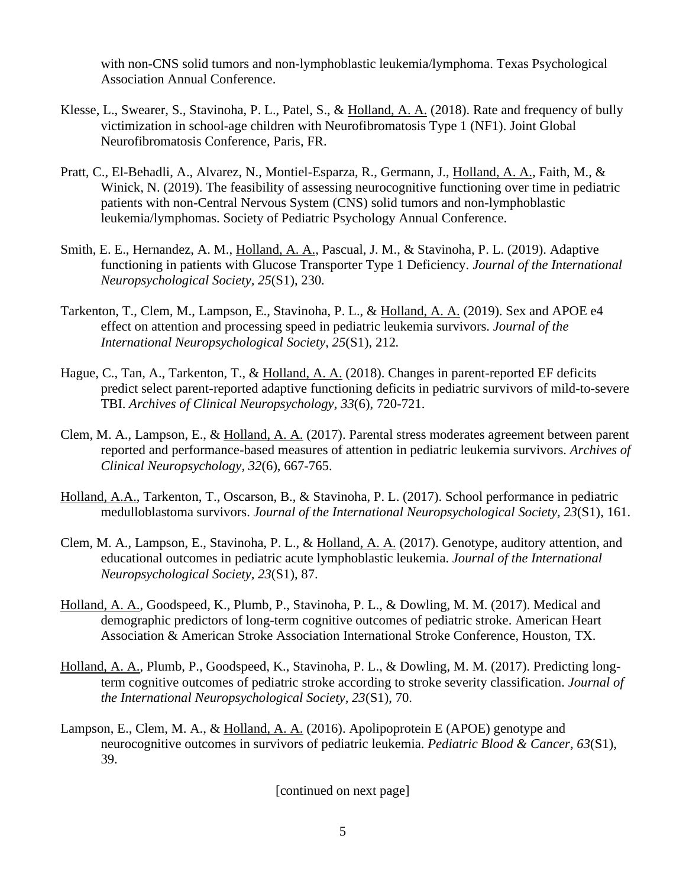with non-CNS solid tumors and non-lymphoblastic leukemia/lymphoma. Texas Psychological Association Annual Conference.

Klesse, L., Swearer, S., Stavinoha, P. L., Patel, S., & <u>Holland, A. A.</u> (2018). Rate and frequency of bully victimization in school-age children with Neurofibromatosis Type 1 (NF1). Joint Global Neurofibromatosis Conference, Paris, FR.

Pratt, C., El-Behadli, A., Alvarez, N., Montiel-Esparza, R., Germann, J., <u>Holland, A. A.</u>, Faith, M., & Winick, N. (2019). The feasibility of assessing neurocognitive functioning over time in pediatric patients with non-Central Nervous System (CNS) solid tumors and non-lymphoblastic leukemia/lymphomas. Society of Pediatric Psychology Annual Conference.

Smith, E. E., Hernandez, A. M., <u>Holland, A. A.</u>, Pascual, J. M., & Stavinoha, P. L. (2019). Adaptive functioning in patients with Glucose Transporter Type 1 Deficiency. *Journal of the International Neuropsychological Society, 25*(S1), 230.

Tarkenton, T., Clem, M., Lampson, E., Stavinoha, P. L., & <u>Holland, A. A.</u> (2019). Sex and APOE e4 effect on attention and processing speed in pediatric leukemia survivors. *Journal of the International Neuropsychological Society, 25*(S1), 212.

Hague, C., Tan, A., Tarkenton, T., & <u>Holland, A. A.</u> (2018). Changes in parent-reported EF deficits predict select parent-reported adaptive functioning deficits in pediatric survivors of mild-to-severe TBI. *Archives of Clinical Neuropsychology, 33*(6), 720-721.

Clem, M. A., Lampson, E., & <u>Holland, A. A.</u> (2017). Parental stress moderates agreement between parent reported and performance-based measures of attention in pediatric leukemia survivors. *Archives of Clinical Neuropsychology, 32*(6), 667-765.

<u>Holland, A.A.</u>, Tarkenton, T., Oscarson, B., & Stavinoha, P. L. (2017). School performance in pediatric medulloblastoma survivors. *Journal of the International Neuropsychological Society, 23*(S1), 161.

Clem, M. A., Lampson, E., Stavinoha, P. L., & <u>Holland, A. A.</u> (2017). Genotype, auditory attention, and educational outcomes in pediatric acute lymphoblastic leukemia. *Journal of the International Neuropsychological Society, 23*(S1), 87.

<u>Holland, A. A.</u>, Goodspeed, K., Plumb, P., Stavinoha, P. L., & Dowling, M. M. (2017). Medical and demographic predictors of long-term cognitive outcomes of pediatric stroke. American Heart Association & American Stroke Association International Stroke Conference, Houston, TX.

<u>Holland, A. A.</u>, Plumb, P., Goodspeed, K., Stavinoha, P. L., & Dowling, M. M. (2017). Predicting long-term cognitive outcomes of pediatric stroke according to stroke severity classification. *Journal of the International Neuropsychological Society, 23*(S1), 70.

Lampson, E., Clem, M. A., & <u>Holland, A. A.</u> (2016). Apolipoprotein E (APOE) genotype and neurocognitive outcomes in survivors of pediatric leukemia. *Pediatric Blood & Cancer, 63*(S1), 39.

[continued on next page]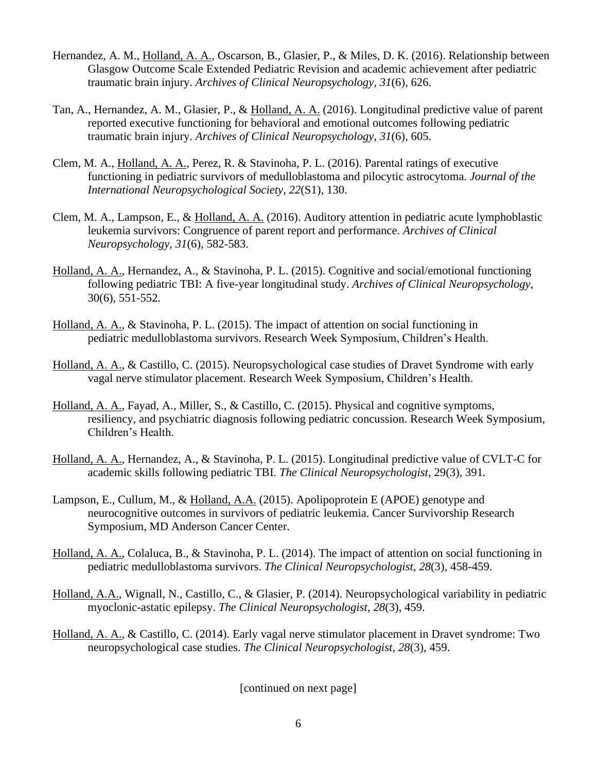Hernandez, A. M., Holland, A. A., Oscarson, B., Glasier, P., & Miles, D. K. (2016). Relationship between Glasgow Outcome Scale Extended Pediatric Revision and academic achievement after pediatric traumatic brain injury. *Archives of Clinical Neuropsychology, 31*(6), 626.

Tan, A., Hernandez, A. M., Glasier, P., & Holland, A. A. (2016). Longitudinal predictive value of parent reported executive functioning for behavioral and emotional outcomes following pediatric traumatic brain injury. *Archives of Clinical Neuropsychology, 31*(6), 605.

Clem, M. A., Holland, A. A., Perez, R. & Stavinoha, P. L. (2016). Parental ratings of executive functioning in pediatric survivors of medulloblastoma and pilocytic astrocytoma. *Journal of the International Neuropsychological Society, 22*(S1), 130.

Clem, M. A., Lampson, E., & Holland, A. A. (2016). Auditory attention in pediatric acute lymphoblastic leukemia survivors: Congruence of parent report and performance. *Archives of Clinical Neuropsychology, 31*(6), 582-583.

Holland, A. A., Hernandez, A., & Stavinoha, P. L. (2015). Cognitive and social/emotional functioning following pediatric TBI: A five-year longitudinal study. *Archives of Clinical Neuropsychology*, 30(6), 551-552.

Holland, A. A., & Stavinoha, P. L. (2015). The impact of attention on social functioning in pediatric medulloblastoma survivors. Research Week Symposium, Children's Health.

Holland, A. A., & Castillo, C. (2015). Neuropsychological case studies of Dravet Syndrome with early vagal nerve stimulator placement. Research Week Symposium, Children's Health.

Holland, A. A., Fayad, A., Miller, S., & Castillo, C. (2015). Physical and cognitive symptoms, resiliency, and psychiatric diagnosis following pediatric concussion. Research Week Symposium, Children's Health.

Holland, A. A., Hernandez, A., & Stavinoha, P. L. (2015). Longitudinal predictive value of CVLT-C for academic skills following pediatric TBI. *The Clinical Neuropsychologist,* 29(3), 391.

Lampson, E., Cullum, M., & Holland, A.A. (2015). Apolipoprotein E (APOE) genotype and neurocognitive outcomes in survivors of pediatric leukemia. Cancer Survivorship Research Symposium, MD Anderson Cancer Center.

Holland, A. A., Colaluca, B., & Stavinoha, P. L. (2014). The impact of attention on social functioning in pediatric medulloblastoma survivors. *The Clinical Neuropsychologist, 28*(3), 458-459.

Holland, A.A., Wignall, N., Castillo, C., & Glasier, P. (2014). Neuropsychological variability in pediatric myoclonic-astatic epilepsy. *The Clinical Neuropsychologist, 28*(3), 459.

Holland, A. A., & Castillo, C. (2014). Early vagal nerve stimulator placement in Dravet syndrome: Two neuropsychological case studies. *The Clinical Neuropsychologist, 28*(3), 459.

[continued on next page]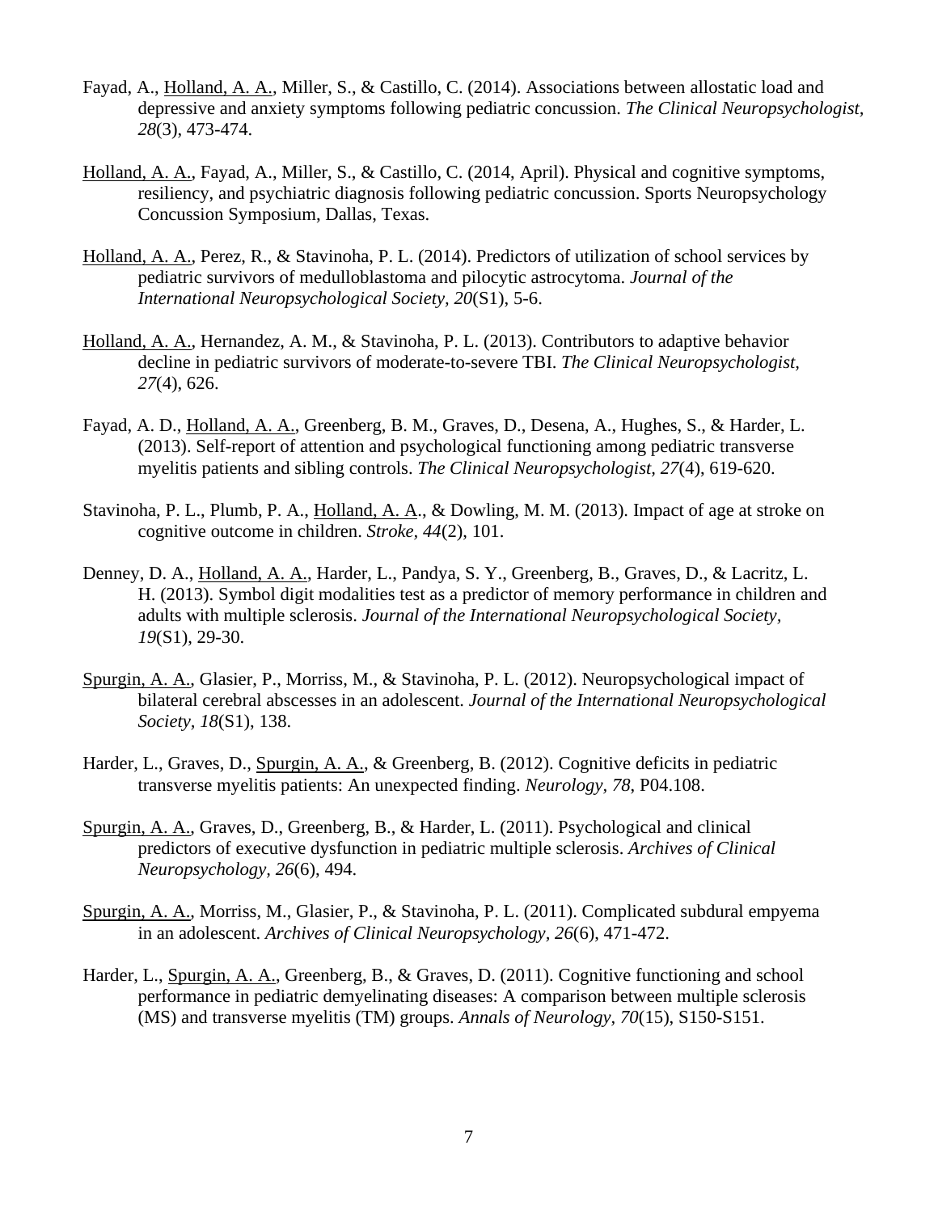Fayad, A., <u>Holland, A. A.</u>, Miller, S., & Castillo, C. (2014). Associations between allostatic load and depressive and anxiety symptoms following pediatric concussion. *The Clinical Neuropsychologist, 28*(3), 473-474.

<u>Holland, A. A.</u>, Fayad, A., Miller, S., & Castillo, C. (2014, April). Physical and cognitive symptoms, resiliency, and psychiatric diagnosis following pediatric concussion. Sports Neuropsychology Concussion Symposium, Dallas, Texas.

<u>Holland, A. A.</u>, Perez, R., & Stavinoha, P. L. (2014). Predictors of utilization of school services by pediatric survivors of medulloblastoma and pilocytic astrocytoma. *Journal of the International Neuropsychological Society, 20*(S1), 5-6.

<u>Holland, A. A.</u>, Hernandez, A. M., & Stavinoha, P. L. (2013). Contributors to adaptive behavior decline in pediatric survivors of moderate-to-severe TBI. *The Clinical Neuropsychologist, 27*(4), 626.

Fayad, A. D., <u>Holland, A. A.</u>, Greenberg, B. M., Graves, D., Desena, A., Hughes, S., & Harder, L. (2013). Self-report of attention and psychological functioning among pediatric transverse myelitis patients and sibling controls. *The Clinical Neuropsychologist, 27*(4), 619-620.

Stavinoha, P. L., Plumb, P. A., <u>Holland, A. A</u>., & Dowling, M. M. (2013). Impact of age at stroke on cognitive outcome in children. *Stroke, 44*(2), 101.

Denney, D. A., <u>Holland, A. A.</u>, Harder, L., Pandya, S. Y., Greenberg, B., Graves, D., & Lacritz, L. H. (2013). Symbol digit modalities test as a predictor of memory performance in children and adults with multiple sclerosis. *Journal of the International Neuropsychological Society, 19*(S1), 29-30.

<u>Spurgin, A. A.</u>, Glasier, P., Morriss, M., & Stavinoha, P. L. (2012). Neuropsychological impact of bilateral cerebral abscesses in an adolescent. *Journal of the International Neuropsychological Society, 18*(S1), 138.

Harder, L., Graves, D., <u>Spurgin, A. A.</u>, & Greenberg, B. (2012). Cognitive deficits in pediatric transverse myelitis patients: An unexpected finding. *Neurology, 78*, P04.108.

<u>Spurgin, A. A.</u>, Graves, D., Greenberg, B., & Harder, L. (2011). Psychological and clinical predictors of executive dysfunction in pediatric multiple sclerosis. *Archives of Clinical Neuropsychology, 26*(6), 494.

<u>Spurgin, A. A.</u>, Morriss, M., Glasier, P., & Stavinoha, P. L. (2011). Complicated subdural empyema in an adolescent. *Archives of Clinical Neuropsychology, 26*(6), 471-472.

Harder, L., <u>Spurgin, A. A.</u>, Greenberg, B., & Graves, D. (2011). Cognitive functioning and school performance in pediatric demyelinating diseases: A comparison between multiple sclerosis (MS) and transverse myelitis (TM) groups. *Annals of Neurology, 70*(15), S150-S151.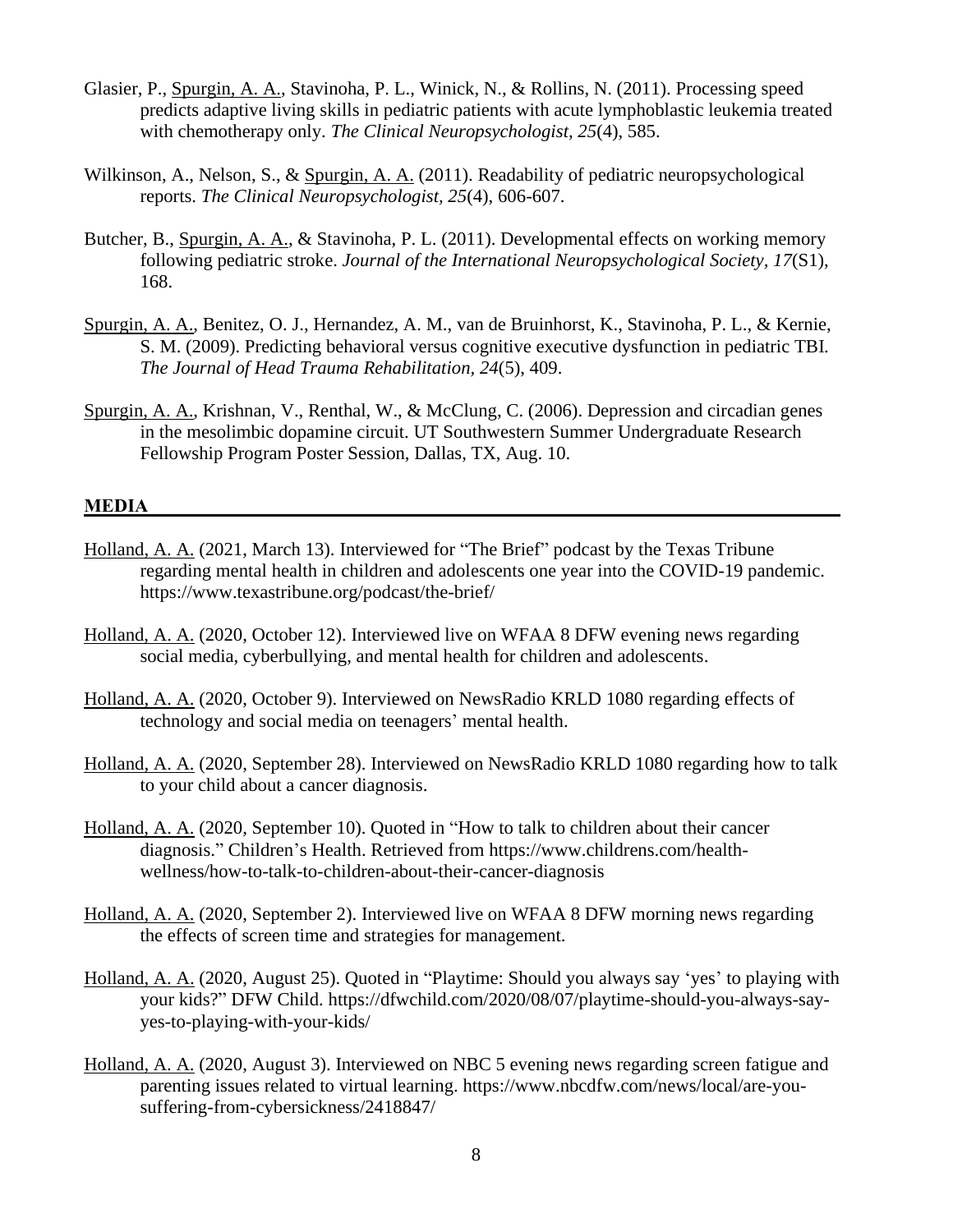Glasier, P., <u>Spurgin, A. A.</u>, Stavinoha, P. L., Winick, N., & Rollins, N. (2011). Processing speed predicts adaptive living skills in pediatric patients with acute lymphoblastic leukemia treated with chemotherapy only. *The Clinical Neuropsychologist, 25*(4), 585.

Wilkinson, A., Nelson, S., & <u>Spurgin, A. A.</u> (2011). Readability of pediatric neuropsychological reports. *The Clinical Neuropsychologist, 25*(4), 606-607.

Butcher, B., <u>Spurgin, A. A.</u>, & Stavinoha, P. L. (2011). Developmental effects on working memory following pediatric stroke. *Journal of the International Neuropsychological Society, 17*(S1), 168.

<u>Spurgin, A. A.</u>, Benitez, O. J., Hernandez, A. M., van de Bruinhorst, K., Stavinoha, P. L., & Kernie, S. M. (2009). Predicting behavioral versus cognitive executive dysfunction in pediatric TBI. *The Journal of Head Trauma Rehabilitation, 24*(5), 409.

<u>Spurgin, A. A.</u>, Krishnan, V., Renthal, W., & McClung, C. (2006). Depression and circadian genes in the mesolimbic dopamine circuit. UT Southwestern Summer Undergraduate Research Fellowship Program Poster Session, Dallas, TX, Aug. 10.

## MEDIA

<u>Holland, A. A.</u> (2021, March 13). Interviewed for "The Brief" podcast by the Texas Tribune regarding mental health in children and adolescents one year into the COVID-19 pandemic. https://www.texastribune.org/podcast/the-brief/

<u>Holland, A. A.</u> (2020, October 12). Interviewed live on WFAA 8 DFW evening news regarding social media, cyberbullying, and mental health for children and adolescents.

<u>Holland, A. A.</u> (2020, October 9). Interviewed on NewsRadio KRLD 1080 regarding effects of technology and social media on teenagers' mental health.

<u>Holland, A. A.</u> (2020, September 28). Interviewed on NewsRadio KRLD 1080 regarding how to talk to your child about a cancer diagnosis.

<u>Holland, A. A.</u> (2020, September 10). Quoted in "How to talk to children about their cancer diagnosis." Children's Health. Retrieved from https://www.childrens.com/health-wellness/how-to-talk-to-children-about-their-cancer-diagnosis

<u>Holland, A. A.</u> (2020, September 2). Interviewed live on WFAA 8 DFW morning news regarding the effects of screen time and strategies for management.

<u>Holland, A. A.</u> (2020, August 25). Quoted in "Playtime: Should you always say 'yes' to playing with your kids?" DFW Child. https://dfwchild.com/2020/08/07/playtime-should-you-always-say-yes-to-playing-with-your-kids/

<u>Holland, A. A.</u> (2020, August 3). Interviewed on NBC 5 evening news regarding screen fatigue and parenting issues related to virtual learning. https://www.nbcdfw.com/news/local/are-you-suffering-from-cybersickness/2418847/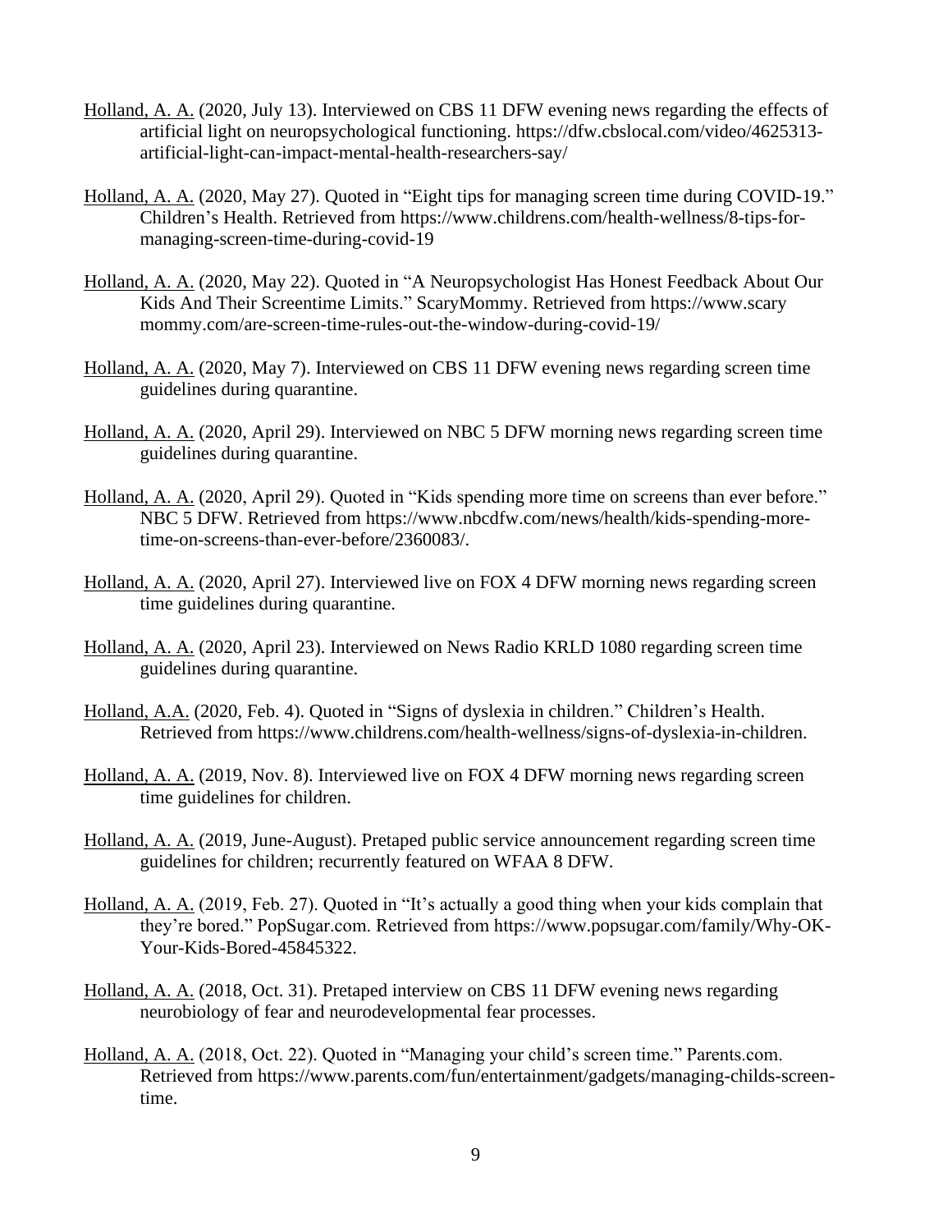<u>Holland, A. A.</u> (2020, July 13). Interviewed on CBS 11 DFW evening news regarding the effects of artificial light on neuropsychological functioning. https://dfw.cbslocal.com/video/4625313-artificial-light-can-impact-mental-health-researchers-say/

<u>Holland, A. A.</u> (2020, May 27). Quoted in "Eight tips for managing screen time during COVID-19." Children's Health. Retrieved from https://www.childrens.com/health-wellness/8-tips-for-managing-screen-time-during-covid-19

<u>Holland, A. A.</u> (2020, May 22). Quoted in "A Neuropsychologist Has Honest Feedback About Our Kids And Their Screentime Limits." ScaryMommy. Retrieved from https://www.scary mommy.com/are-screen-time-rules-out-the-window-during-covid-19/

<u>Holland, A. A.</u> (2020, May 7). Interviewed on CBS 11 DFW evening news regarding screen time guidelines during quarantine.

<u>Holland, A. A.</u> (2020, April 29). Interviewed on NBC 5 DFW morning news regarding screen time guidelines during quarantine.

<u>Holland, A. A.</u> (2020, April 29). Quoted in "Kids spending more time on screens than ever before." NBC 5 DFW. Retrieved from https://www.nbcdfw.com/news/health/kids-spending-more-time-on-screens-than-ever-before/2360083/.

<u>Holland, A. A.</u> (2020, April 27). Interviewed live on FOX 4 DFW morning news regarding screen time guidelines during quarantine.

<u>Holland, A. A.</u> (2020, April 23). Interviewed on News Radio KRLD 1080 regarding screen time guidelines during quarantine.

<u>Holland, A.A.</u> (2020, Feb. 4). Quoted in "Signs of dyslexia in children." Children's Health. Retrieved from https://www.childrens.com/health-wellness/signs-of-dyslexia-in-children.

<u>Holland, A. A.</u> (2019, Nov. 8). Interviewed live on FOX 4 DFW morning news regarding screen time guidelines for children.

<u>Holland, A. A.</u> (2019, June-August). Pretaped public service announcement regarding screen time guidelines for children; recurrently featured on WFAA 8 DFW.

<u>Holland, A. A.</u> (2019, Feb. 27). Quoted in "It's actually a good thing when your kids complain that they're bored." PopSugar.com. Retrieved from https://www.popsugar.com/family/Why-OK-Your-Kids-Bored-45845322.

<u>Holland, A. A.</u> (2018, Oct. 31). Pretaped interview on CBS 11 DFW evening news regarding neurobiology of fear and neurodevelopmental fear processes.

<u>Holland, A. A.</u> (2018, Oct. 22). Quoted in "Managing your child's screen time." Parents.com. Retrieved from https://www.parents.com/fun/entertainment/gadgets/managing-childs-screen-time.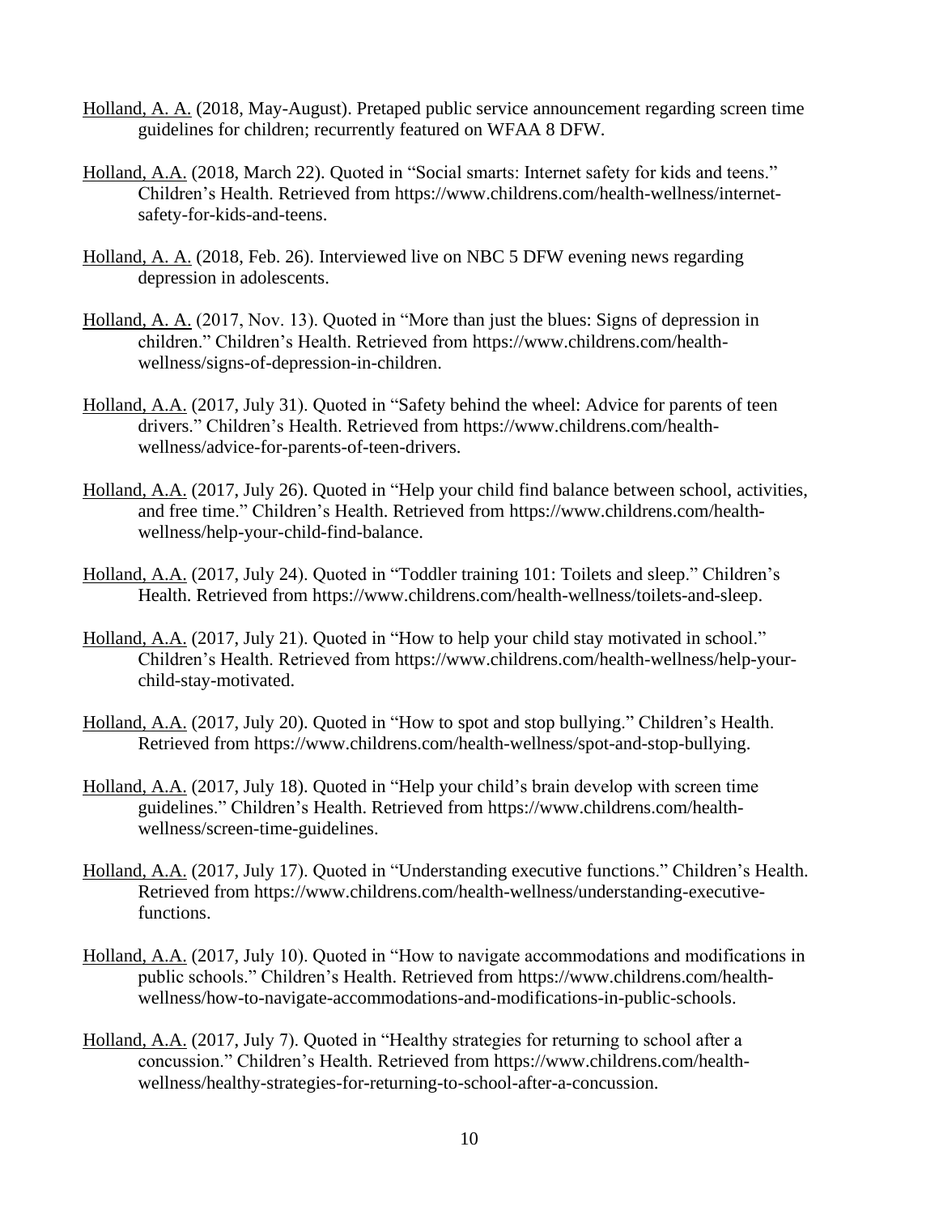<u>Holland, A. A.</u> (2018, May-August). Pretaped public service announcement regarding screen time guidelines for children; recurrently featured on WFAA 8 DFW.

<u>Holland, A.A.</u> (2018, March 22). Quoted in "Social smarts: Internet safety for kids and teens." Children's Health. Retrieved from https://www.childrens.com/health-wellness/internet-safety-for-kids-and-teens.

<u>Holland, A. A.</u> (2018, Feb. 26). Interviewed live on NBC 5 DFW evening news regarding depression in adolescents.

<u>Holland, A. A.</u> (2017, Nov. 13). Quoted in "More than just the blues: Signs of depression in children." Children's Health. Retrieved from https://www.childrens.com/health-wellness/signs-of-depression-in-children.

<u>Holland, A.A.</u> (2017, July 31). Quoted in "Safety behind the wheel: Advice for parents of teen drivers." Children's Health. Retrieved from https://www.childrens.com/health-wellness/advice-for-parents-of-teen-drivers.

<u>Holland, A.A.</u> (2017, July 26). Quoted in "Help your child find balance between school, activities, and free time." Children's Health. Retrieved from https://www.childrens.com/health-wellness/help-your-child-find-balance.

<u>Holland, A.A.</u> (2017, July 24). Quoted in "Toddler training 101: Toilets and sleep." Children's Health. Retrieved from https://www.childrens.com/health-wellness/toilets-and-sleep.

<u>Holland, A.A.</u> (2017, July 21). Quoted in "How to help your child stay motivated in school." Children's Health. Retrieved from https://www.childrens.com/health-wellness/help-your-child-stay-motivated.

<u>Holland, A.A.</u> (2017, July 20). Quoted in "How to spot and stop bullying." Children's Health. Retrieved from https://www.childrens.com/health-wellness/spot-and-stop-bullying.

<u>Holland, A.A.</u> (2017, July 18). Quoted in "Help your child's brain develop with screen time guidelines." Children's Health. Retrieved from https://www.childrens.com/health-wellness/screen-time-guidelines.

<u>Holland, A.A.</u> (2017, July 17). Quoted in "Understanding executive functions." Children's Health. Retrieved from https://www.childrens.com/health-wellness/understanding-executive-functions.

<u>Holland, A.A.</u> (2017, July 10). Quoted in "How to navigate accommodations and modifications in public schools." Children's Health. Retrieved from https://www.childrens.com/health-wellness/how-to-navigate-accommodations-and-modifications-in-public-schools.

<u>Holland, A.A.</u> (2017, July 7). Quoted in "Healthy strategies for returning to school after a concussion." Children's Health. Retrieved from https://www.childrens.com/health-wellness/healthy-strategies-for-returning-to-school-after-a-concussion.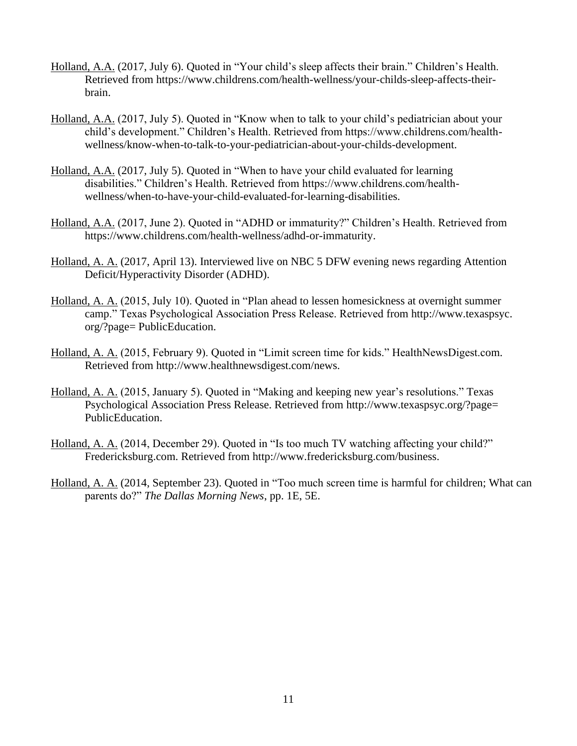<u>Holland, A.A.</u> (2017, July 6). Quoted in "Your child's sleep affects their brain." Children's Health. Retrieved from https://www.childrens.com/health-wellness/your-childs-sleep-affects-their-brain.

<u>Holland, A.A.</u> (2017, July 5). Quoted in "Know when to talk to your child's pediatrician about your child's development." Children's Health. Retrieved from https://www.childrens.com/health-wellness/know-when-to-talk-to-your-pediatrician-about-your-childs-development.

<u>Holland, A.A.</u> (2017, July 5). Quoted in "When to have your child evaluated for learning disabilities." Children's Health. Retrieved from https://www.childrens.com/health-wellness/when-to-have-your-child-evaluated-for-learning-disabilities.

<u>Holland, A.A.</u> (2017, June 2). Quoted in "ADHD or immaturity?" Children's Health. Retrieved from https://www.childrens.com/health-wellness/adhd-or-immaturity.

<u>Holland, A. A.</u> (2017, April 13). Interviewed live on NBC 5 DFW evening news regarding Attention Deficit/Hyperactivity Disorder (ADHD).

<u>Holland, A. A.</u> (2015, July 10). Quoted in "Plan ahead to lessen homesickness at overnight summer camp." Texas Psychological Association Press Release. Retrieved from http://www.texaspsyc.org/?page= PublicEducation.

<u>Holland, A. A.</u> (2015, February 9). Quoted in "Limit screen time for kids." HealthNewsDigest.com. Retrieved from http://www.healthnewsdigest.com/news.

<u>Holland, A. A.</u> (2015, January 5). Quoted in "Making and keeping new year's resolutions." Texas Psychological Association Press Release. Retrieved from http://www.texaspsyc.org/?page= PublicEducation.

<u>Holland, A. A.</u> (2014, December 29). Quoted in "Is too much TV watching affecting your child?" Fredericksburg.com. Retrieved from http://www.fredericksburg.com/business.

<u>Holland, A. A.</u> (2014, September 23). Quoted in "Too much screen time is harmful for children; What can parents do?" *The Dallas Morning News*, pp. 1E, 5E.